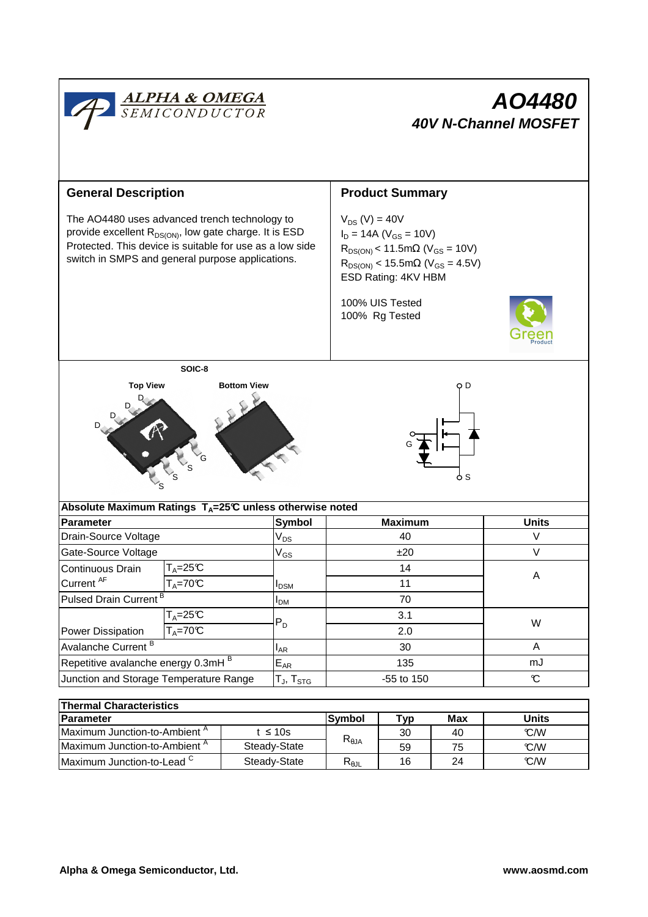**ALPHA & OMEGA**
SEMICONDUCTOR

# AO4480

## 40V N-Channel MOSFET

## General Description

The AO4480 uses advanced trench technology to provide excellent $R_{DS(ON)}$, low gate charge. It is ESD Protected. This device is suitable for use as a low side switch in SMPS and general purpose applications.

## Product Summary

$V_{DS}$ (V) = 40V
$I_D$ = 14A ($V_{GS}$ = 10V)
$R_{DS(ON)}$ < 11.5mΩ ($V_{GS}$ = 10V)
$R_{DS(ON)}$ < 15.5mΩ ($V_{GS}$ = 4.5V)
ESD Rating: 4KV HBM

100% UIS Tested
100% Rg Tested

Green Product

SOIC-8

Top View Bottom View

D D D D G S S S

D G S

| Absolute Maximum Ratings $T_A$=25℃ unless otherwise noted | | | | |
|---|---|---|---|---|
| **Parameter** | | **Symbol** | **Maximum** | **Units** |
| Drain-Source Voltage | | $V_{DS}$ | 40 | V |
| Gate-Source Voltage | | $V_{GS}$ | ±20 | V |
| Continuous Drain Current [AF] | $T_A$=25℃ | $I_{DSM}$ | 14 | A |
| | $T_A$=70℃ | | 11 | |
| Pulsed Drain Current [B] | | $I_{DM}$ | 70 | |
| Power Dissipation | $T_A$=25℃ | $P_D$ | 3.1 | W |
| | $T_A$=70℃ | | 2.0 | |
| Avalanche Current [B] | | $I_{AR}$ | 30 | A |
| Repetitive avalanche energy 0.3mH [B] | | $E_{AR}$ | 135 | mJ |
| Junction and Storage Temperature Range | | $T_J$, $T_{STG}$ | -55 to 150 | ℃ |

| Thermal Characteristics | | | | | |
|---|---|---|---|---|---|
| **Parameter** | | **Symbol** | **Typ** | **Max** | **Units** |
| Maximum Junction-to-Ambient [A] | t ≤ 10s | $R_{\theta JA}$ | 30 | 40 | ℃/W |
| Maximum Junction-to-Ambient [A] | Steady-State | | 59 | 75 | ℃/W |
| Maximum Junction-to-Lead [C] | Steady-State | $R_{\theta JL}$ | 16 | 24 | ℃/W |

Alpha & Omega Semiconductor, Ltd. www.aosmd.com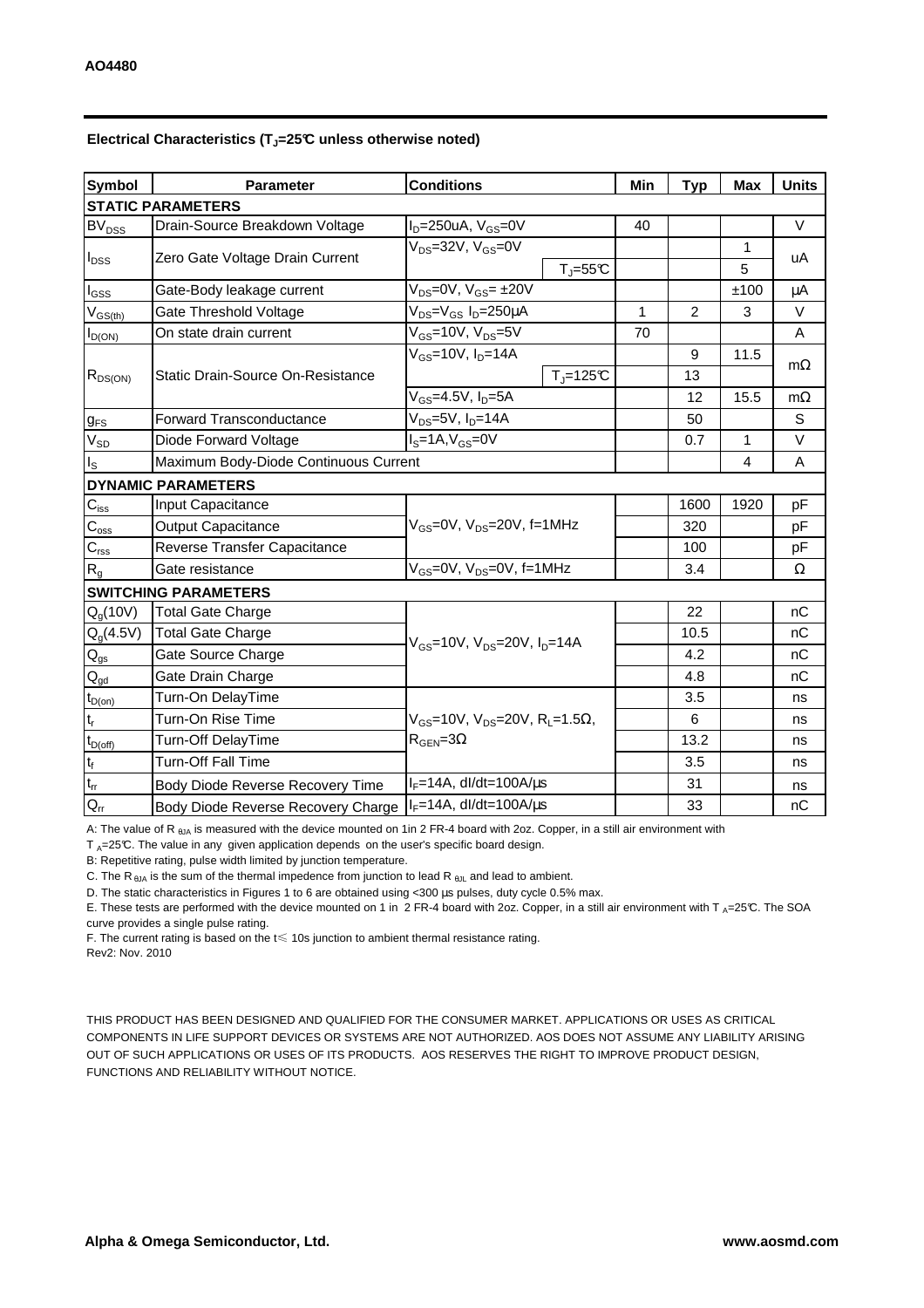**Electrical Characteristics ($T_J$=25℃ unless otherwise noted)**

| Symbol | Parameter | Conditions | | Min | Typ | Max | Units |
|---|---|---|---|---|---|---|---|
| **STATIC PARAMETERS** | | | | | | | |
| $BV_{DSS}$ | Drain-Source Breakdown Voltage | $I_D$=250uA, $V_{GS}$=0V | | 40 | | | V |
| $I_{DSS}$ | Zero Gate Voltage Drain Current | $V_{DS}$=32V, $V_{GS}$=0V | | | | 1 | uA |
| | | | $T_J$=55℃ | | | 5 | |
| $I_{GSS}$ | Gate-Body leakage current | $V_{DS}$=0V, $V_{GS}$= ±20V | | | | ±100 | µA |
| $V_{GS(th)}$ | Gate Threshold Voltage | $V_{DS}$=$V_{GS}$ $I_D$=250µA | | 1 | 2 | 3 | V |
| $I_{D(ON)}$ | On state drain current | $V_{GS}$=10V, $V_{DS}$=5V | | 70 | | | A |
| $R_{DS(ON)}$ | Static Drain-Source On-Resistance | $V_{GS}$=10V, $I_D$=14A | | | 9 | 11.5 | mΩ |
| | | | $T_J$=125℃ | | 13 | | |
| | | $V_{GS}$=4.5V, $I_D$=5A | | | 12 | 15.5 | mΩ |
| $g_{FS}$ | Forward Transconductance | $V_{DS}$=5V, $I_D$=14A | | | 50 | | S |
| $V_{SD}$ | Diode Forward Voltage | $I_S$=1A,$V_{GS}$=0V | | | 0.7 | 1 | V |
| $I_S$ | Maximum Body-Diode Continuous Current | | | | | 4 | A |
| **DYNAMIC PARAMETERS** | | | | | | | |
| $C_{iss}$ | Input Capacitance | $V_{GS}$=0V, $V_{DS}$=20V, f=1MHz | | | 1600 | 1920 | pF |
| $C_{oss}$ | Output Capacitance | | | | 320 | | pF |
| $C_{rss}$ | Reverse Transfer Capacitance | | | | 100 | | pF |
| $R_g$ | Gate resistance | $V_{GS}$=0V, $V_{DS}$=0V, f=1MHz | | | 3.4 | | Ω |
| **SWITCHING PARAMETERS** | | | | | | | |
| $Q_g$(10V) | Total Gate Charge | $V_{GS}$=10V, $V_{DS}$=20V, $I_D$=14A | | | 22 | | nC |
| $Q_g$(4.5V) | Total Gate Charge | | | | 10.5 | | nC |
| $Q_{gs}$ | Gate Source Charge | | | | 4.2 | | nC |
| $Q_{gd}$ | Gate Drain Charge | | | | 4.8 | | nC |
| $t_{D(on)}$ | Turn-On DelayTime | $V_{GS}$=10V, $V_{DS}$=20V, $R_L$=1.5Ω, $R_{GEN}$=3Ω | | | 3.5 | | ns |
| $t_r$ | Turn-On Rise Time | | | | 6 | | ns |
| $t_{D(off)}$ | Turn-Off DelayTime | | | | 13.2 | | ns |
| $t_f$ | Turn-Off Fall Time | | | | 3.5 | | ns |
| $t_{rr}$ | Body Diode Reverse Recovery Time | $I_F$=14A, dI/dt=100A/µs | | | 31 | | ns |
| $Q_{rr}$ | Body Diode Reverse Recovery Charge | $I_F$=14A, dI/dt=100A/µs | | | 33 | | nC |

A: The value of $R_{\theta JA}$ is measured with the device mounted on 1in 2 FR-4 board with 2oz. Copper, in a still air environment with $T_A$=25℃. The value in any given application depends on the user's specific board design.

B: Repetitive rating, pulse width limited by junction temperature.

C. The $R_{\theta JA}$ is the sum of the thermal impedence from junction to lead $R_{\theta JL}$ and lead to ambient.

D. The static characteristics in Figures 1 to 6 are obtained using <300 µs pulses, duty cycle 0.5% max.

E. These tests are performed with the device mounted on 1 in 2 FR-4 board with 2oz. Copper, in a still air environment with $T_A$=25℃. The SOA curve provides a single pulse rating.

F. The current rating is based on the t≤ 10s junction to ambient thermal resistance rating.

Rev2: Nov. 2010

THIS PRODUCT HAS BEEN DESIGNED AND QUALIFIED FOR THE CONSUMER MARKET. APPLICATIONS OR USES AS CRITICAL COMPONENTS IN LIFE SUPPORT DEVICES OR SYSTEMS ARE NOT AUTHORIZED. AOS DOES NOT ASSUME ANY LIABILITY ARISING OUT OF SUCH APPLICATIONS OR USES OF ITS PRODUCTS. AOS RESERVES THE RIGHT TO IMPROVE PRODUCT DESIGN, FUNCTIONS AND RELIABILITY WITHOUT NOTICE.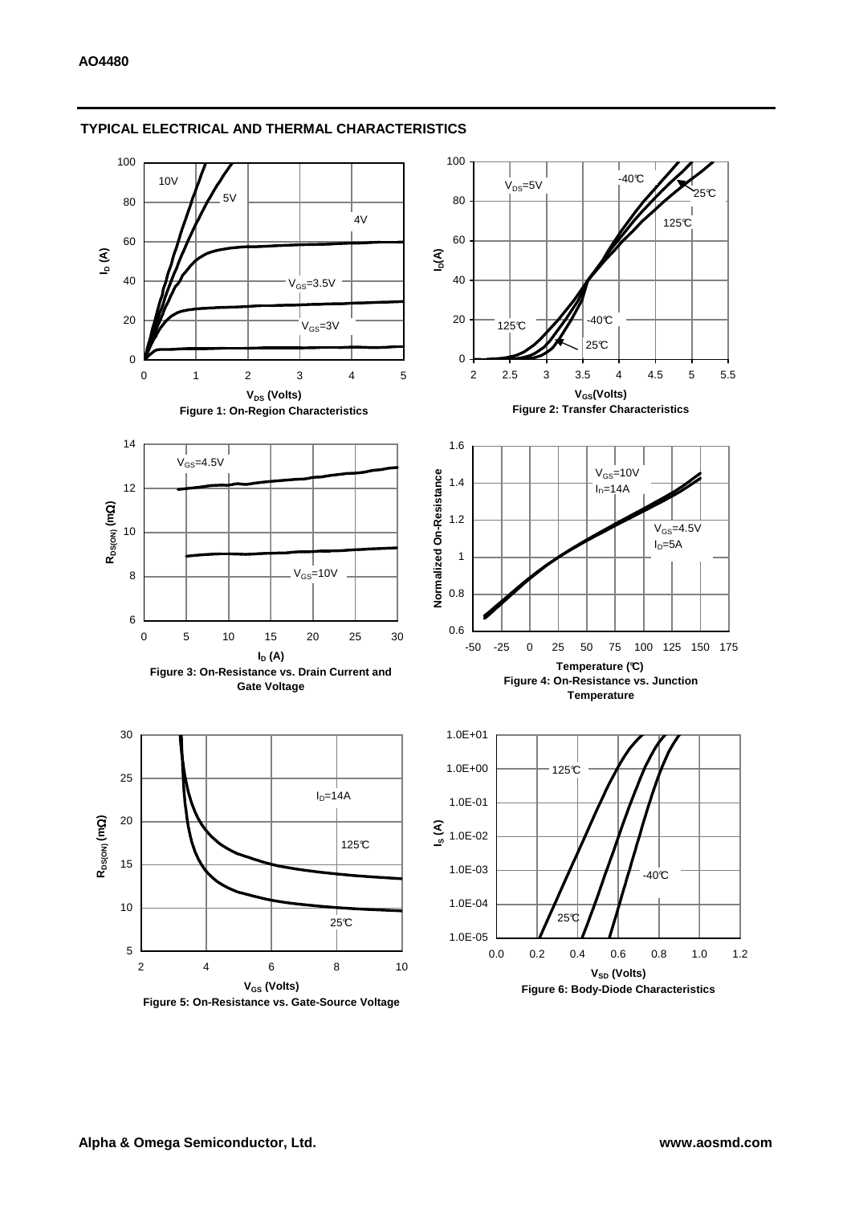## TYPICAL ELECTRICAL AND THERMAL CHARACTERISTICS

Figure 1: On-Region Characteristics

Figure 2: Transfer Characteristics

Figure 3: On-Resistance vs. Drain Current and Gate Voltage

Figure 4: On-Resistance vs. Junction Temperature

Figure 5: On-Resistance vs. Gate-Source Voltage

Figure 6: Body-Diode Characteristics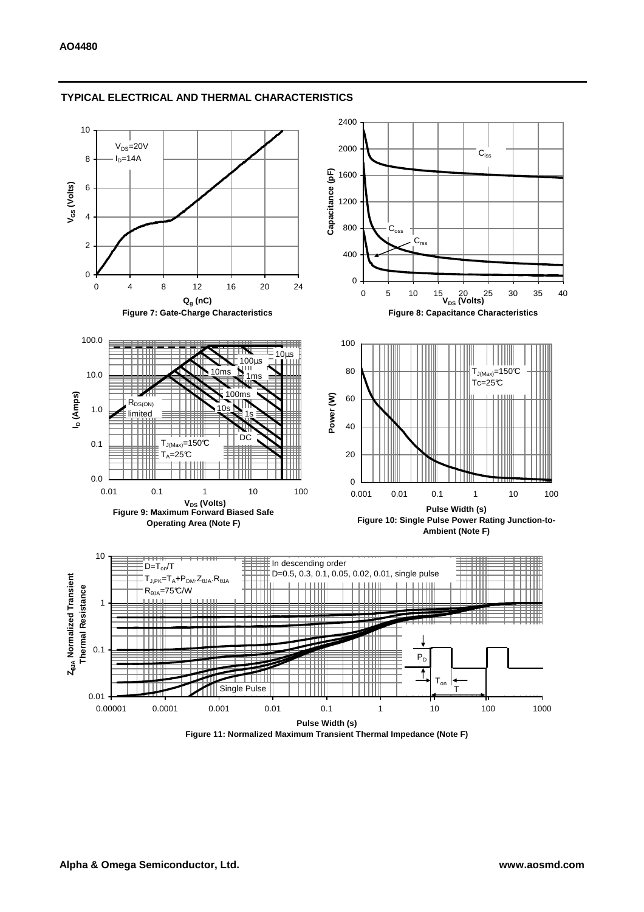## TYPICAL ELECTRICAL AND THERMAL CHARACTERISTICS

$V_{DS}$=20V
$I_D$=14A

$V_{GS}$ (Volts)

0 2 4 6 8 10

0 4 8 12 16 20 24

$Q_g$ (nC)

**Figure 7: Gate-Charge Characteristics**

Capacitance (pF)

0 400 800 1200 1600 2000 2400

$C_{iss}$

$C_{oss}$

$C_{rss}$

0 5 10 15 20 25 30 35 40

$V_{DS}$ (Volts)

**Figure 8: Capacitance Characteristics**

$I_D$ (Amps)

0.0 0.1 1.0 10.0 100.0

10µs
100µs
10ms
1ms
100ms
10s
1s
DC

$R_{DS(ON)}$ limited

$T_{J(Max)}$=150°C
$T_A$=25°C

0.01 0.1 1 10 100

$V_{DS}$ (Volts)

**Figure 9: Maximum Forward Biased Safe Operating Area (Note F)**

Power (W)

0 20 40 60 80 100

$T_{J(Max)}$=150°C
Tc=25°C

0.001 0.01 0.1 1 10 100

Pulse Width (s)

**Figure 10: Single Pulse Power Rating Junction-to-Ambient (Note F)**

$Z_{\theta JA}$ Normalized Transient Thermal Resistance

0.01 0.1 1 10

$D=T_{on}/T$
$T_{J,PK}=T_A+P_{DM}.Z_{\theta JA}.R_{\theta JA}$
$R_{\theta JA}$=75°C/W

In descending order
D=0.5, 0.3, 0.1, 0.05, 0.02, 0.01, single pulse

Single Pulse

$P_D$

$T_{on}$

T

0.00001 0.0001 0.001 0.01 0.1 1 10 100 1000

Pulse Width (s)

**Figure 11: Normalized Maximum Transient Thermal Impedance (Note F)**